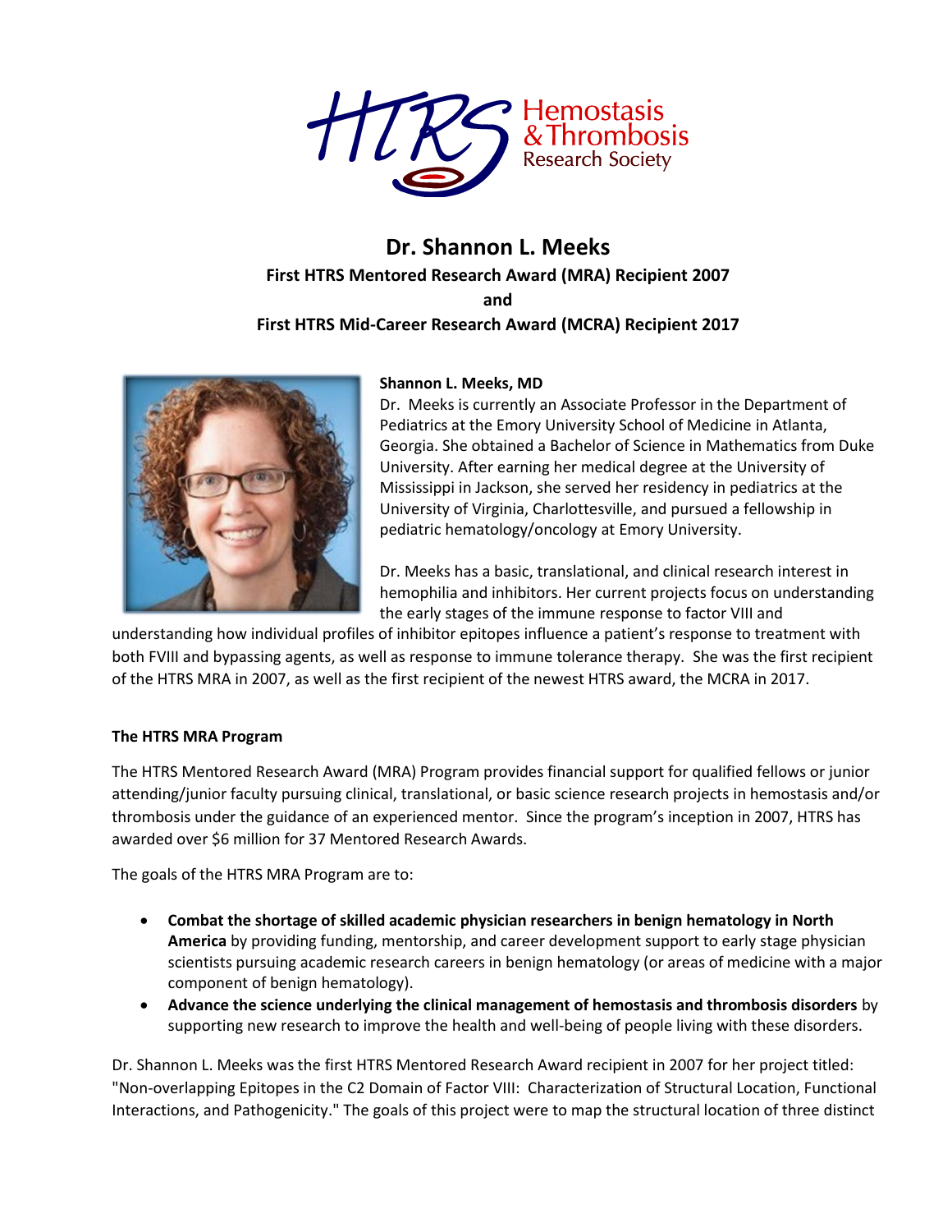HTRS Hemostasis & Thrombosis Research Society

# Dr. Shannon L. Meeks

**First HTRS Mentored Research Award (MRA) Recipient 2007**

**and**

**First HTRS Mid-Career Research Award (MCRA) Recipient 2017**

**Shannon L. Meeks, MD**

Dr. Meeks is currently an Associate Professor in the Department of Pediatrics at the Emory University School of Medicine in Atlanta, Georgia. She obtained a Bachelor of Science in Mathematics from Duke University. After earning her medical degree at the University of Mississippi in Jackson, she served her residency in pediatrics at the University of Virginia, Charlottesville, and pursued a fellowship in pediatric hematology/oncology at Emory University.

Dr. Meeks has a basic, translational, and clinical research interest in hemophilia and inhibitors. Her current projects focus on understanding the early stages of the immune response to factor VIII and understanding how individual profiles of inhibitor epitopes influence a patient's response to treatment with both FVIII and bypassing agents, as well as response to immune tolerance therapy. She was the first recipient of the HTRS MRA in 2007, as well as the first recipient of the newest HTRS award, the MCRA in 2017.

### The HTRS MRA Program

The HTRS Mentored Research Award (MRA) Program provides financial support for qualified fellows or junior attending/junior faculty pursuing clinical, translational, or basic science research projects in hemostasis and/or thrombosis under the guidance of an experienced mentor. Since the program's inception in 2007, HTRS has awarded over $6 million for 37 Mentored Research Awards.

The goals of the HTRS MRA Program are to:

- **Combat the shortage of skilled academic physician researchers in benign hematology in North America** by providing funding, mentorship, and career development support to early stage physician scientists pursuing academic research careers in benign hematology (or areas of medicine with a major component of benign hematology).
- **Advance the science underlying the clinical management of hemostasis and thrombosis disorders** by supporting new research to improve the health and well-being of people living with these disorders.

Dr. Shannon L. Meeks was the first HTRS Mentored Research Award recipient in 2007 for her project titled: "Non-overlapping Epitopes in the C2 Domain of Factor VIII: Characterization of Structural Location, Functional Interactions, and Pathogenicity." The goals of this project were to map the structural location of three distinct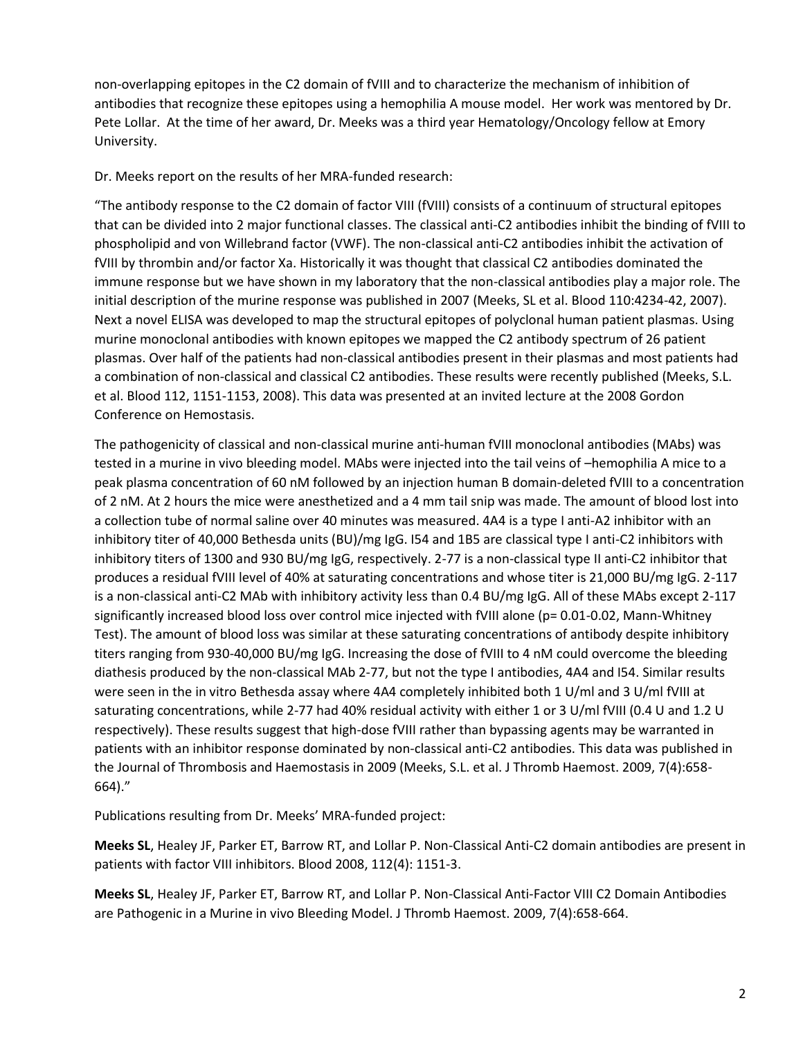non-overlapping epitopes in the C2 domain of fVIII and to characterize the mechanism of inhibition of antibodies that recognize these epitopes using a hemophilia A mouse model. Her work was mentored by Dr. Pete Lollar. At the time of her award, Dr. Meeks was a third year Hematology/Oncology fellow at Emory University.

Dr. Meeks report on the results of her MRA-funded research:

"The antibody response to the C2 domain of factor VIII (fVIII) consists of a continuum of structural epitopes that can be divided into 2 major functional classes. The classical anti-C2 antibodies inhibit the binding of fVIII to phospholipid and von Willebrand factor (VWF). The non-classical anti-C2 antibodies inhibit the activation of fVIII by thrombin and/or factor Xa. Historically it was thought that classical C2 antibodies dominated the immune response but we have shown in my laboratory that the non-classical antibodies play a major role. The initial description of the murine response was published in 2007 (Meeks, SL et al. Blood 110:4234-42, 2007). Next a novel ELISA was developed to map the structural epitopes of polyclonal human patient plasmas. Using murine monoclonal antibodies with known epitopes we mapped the C2 antibody spectrum of 26 patient plasmas. Over half of the patients had non-classical antibodies present in their plasmas and most patients had a combination of non-classical and classical C2 antibodies. These results were recently published (Meeks, S.L. et al. Blood 112, 1151-1153, 2008). This data was presented at an invited lecture at the 2008 Gordon Conference on Hemostasis.

The pathogenicity of classical and non-classical murine anti-human fVIII monoclonal antibodies (MAbs) was tested in a murine in vivo bleeding model. MAbs were injected into the tail veins of –hemophilia A mice to a peak plasma concentration of 60 nM followed by an injection human B domain-deleted fVIII to a concentration of 2 nM. At 2 hours the mice were anesthetized and a 4 mm tail snip was made. The amount of blood lost into a collection tube of normal saline over 40 minutes was measured. 4A4 is a type I anti-A2 inhibitor with an inhibitory titer of 40,000 Bethesda units (BU)/mg IgG. I54 and 1B5 are classical type I anti-C2 inhibitors with inhibitory titers of 1300 and 930 BU/mg IgG, respectively. 2-77 is a non-classical type II anti-C2 inhibitor that produces a residual fVIII level of 40% at saturating concentrations and whose titer is 21,000 BU/mg IgG. 2-117 is a non-classical anti-C2 MAb with inhibitory activity less than 0.4 BU/mg IgG. All of these MAbs except 2-117 significantly increased blood loss over control mice injected with fVIII alone ($p= 0.01-0.02$, Mann-Whitney Test). The amount of blood loss was similar at these saturating concentrations of antibody despite inhibitory titers ranging from 930-40,000 BU/mg IgG. Increasing the dose of fVIII to 4 nM could overcome the bleeding diathesis produced by the non-classical MAb 2-77, but not the type I antibodies, 4A4 and I54. Similar results were seen in the in vitro Bethesda assay where 4A4 completely inhibited both 1 U/ml and 3 U/ml fVIII at saturating concentrations, while 2-77 had 40% residual activity with either 1 or 3 U/ml fVIII (0.4 U and 1.2 U respectively). These results suggest that high-dose fVIII rather than bypassing agents may be warranted in patients with an inhibitor response dominated by non-classical anti-C2 antibodies. This data was published in the Journal of Thrombosis and Haemostasis in 2009 (Meeks, S.L. et al. J Thromb Haemost. 2009, 7(4):658-664)."

Publications resulting from Dr. Meeks' MRA-funded project:

**Meeks SL**, Healey JF, Parker ET, Barrow RT, and Lollar P. Non-Classical Anti-C2 domain antibodies are present in patients with factor VIII inhibitors. Blood 2008, 112(4): 1151-3.

**Meeks SL**, Healey JF, Parker ET, Barrow RT, and Lollar P. Non-Classical Anti-Factor VIII C2 Domain Antibodies are Pathogenic in a Murine in vivo Bleeding Model. J Thromb Haemost. 2009, 7(4):658-664.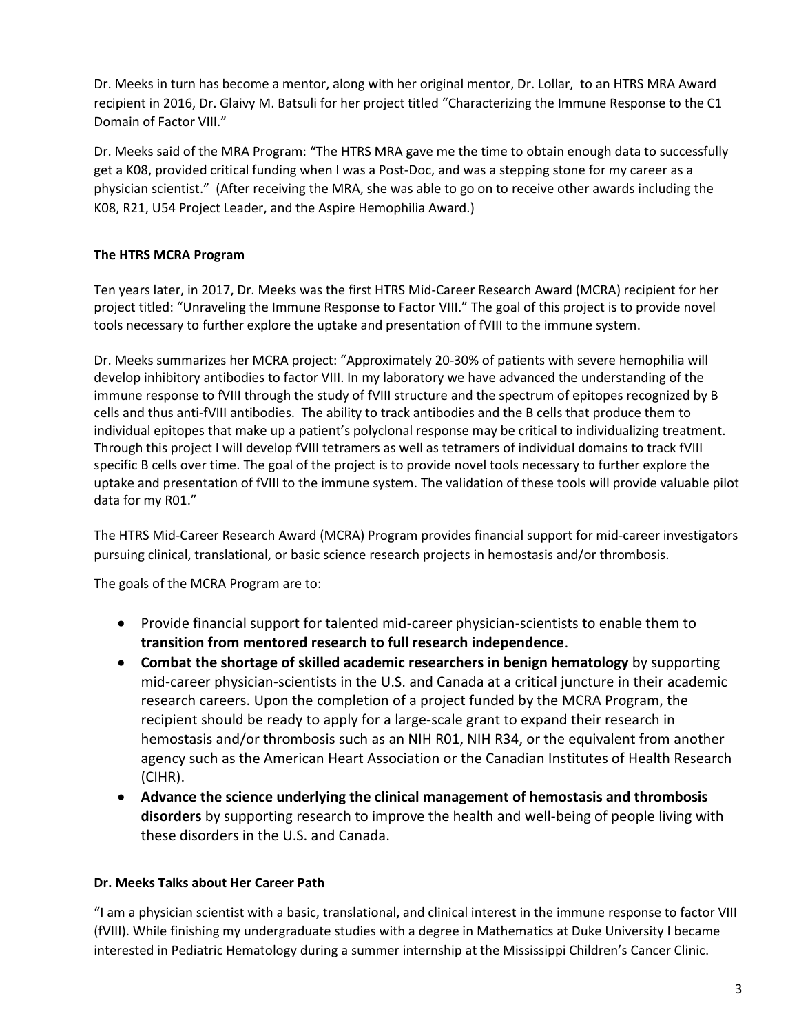Dr. Meeks in turn has become a mentor, along with her original mentor, Dr. Lollar, to an HTRS MRA Award recipient in 2016, Dr. Glaivy M. Batsuli for her project titled "Characterizing the Immune Response to the C1 Domain of Factor VIII."

Dr. Meeks said of the MRA Program: "The HTRS MRA gave me the time to obtain enough data to successfully get a K08, provided critical funding when I was a Post-Doc, and was a stepping stone for my career as a physician scientist." (After receiving the MRA, she was able to go on to receive other awards including the K08, R21, U54 Project Leader, and the Aspire Hemophilia Award.)

**The HTRS MCRA Program**

Ten years later, in 2017, Dr. Meeks was the first HTRS Mid-Career Research Award (MCRA) recipient for her project titled: "Unraveling the Immune Response to Factor VIII." The goal of this project is to provide novel tools necessary to further explore the uptake and presentation of fVIII to the immune system.

Dr. Meeks summarizes her MCRA project: "Approximately 20-30% of patients with severe hemophilia will develop inhibitory antibodies to factor VIII. In my laboratory we have advanced the understanding of the immune response to fVIII through the study of fVIII structure and the spectrum of epitopes recognized by B cells and thus anti-fVIII antibodies. The ability to track antibodies and the B cells that produce them to individual epitopes that make up a patient's polyclonal response may be critical to individualizing treatment. Through this project I will develop fVIII tetramers as well as tetramers of individual domains to track fVIII specific B cells over time. The goal of the project is to provide novel tools necessary to further explore the uptake and presentation of fVIII to the immune system. The validation of these tools will provide valuable pilot data for my R01."

The HTRS Mid-Career Research Award (MCRA) Program provides financial support for mid-career investigators pursuing clinical, translational, or basic science research projects in hemostasis and/or thrombosis.

The goals of the MCRA Program are to:

- Provide financial support for talented mid-career physician-scientists to enable them to **transition from mentored research to full research independence**.
- **Combat the shortage of skilled academic researchers in benign hematology** by supporting mid-career physician-scientists in the U.S. and Canada at a critical juncture in their academic research careers. Upon the completion of a project funded by the MCRA Program, the recipient should be ready to apply for a large-scale grant to expand their research in hemostasis and/or thrombosis such as an NIH R01, NIH R34, or the equivalent from another agency such as the American Heart Association or the Canadian Institutes of Health Research (CIHR).
- **Advance the science underlying the clinical management of hemostasis and thrombosis disorders** by supporting research to improve the health and well-being of people living with these disorders in the U.S. and Canada.

**Dr. Meeks Talks about Her Career Path**

"I am a physician scientist with a basic, translational, and clinical interest in the immune response to factor VIII (fVIII). While finishing my undergraduate studies with a degree in Mathematics at Duke University I became interested in Pediatric Hematology during a summer internship at the Mississippi Children's Cancer Clinic.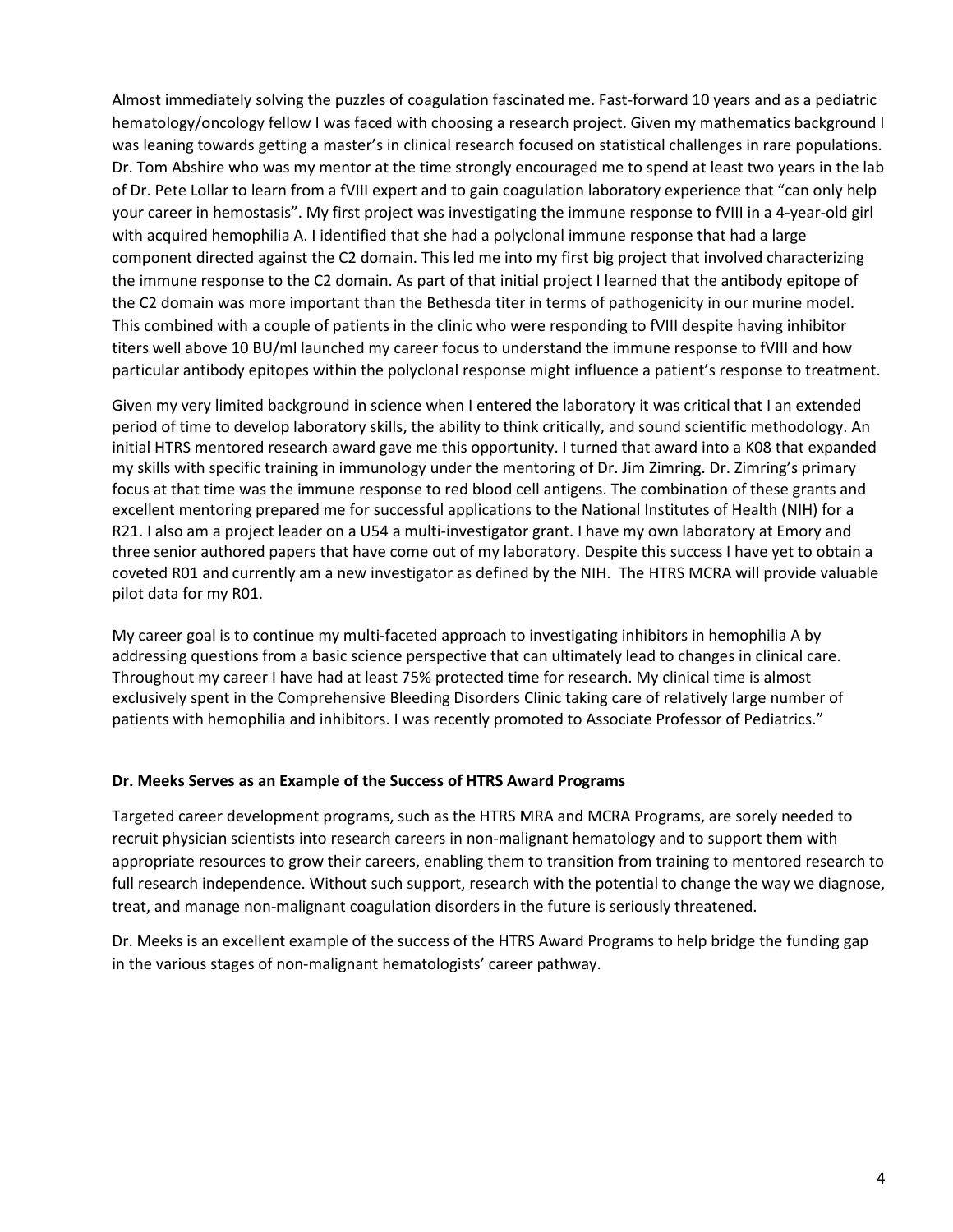Almost immediately solving the puzzles of coagulation fascinated me. Fast-forward 10 years and as a pediatric hematology/oncology fellow I was faced with choosing a research project. Given my mathematics background I was leaning towards getting a master's in clinical research focused on statistical challenges in rare populations. Dr. Tom Abshire who was my mentor at the time strongly encouraged me to spend at least two years in the lab of Dr. Pete Lollar to learn from a fVIII expert and to gain coagulation laboratory experience that "can only help your career in hemostasis". My first project was investigating the immune response to fVIII in a 4-year-old girl with acquired hemophilia A. I identified that she had a polyclonal immune response that had a large component directed against the C2 domain. This led me into my first big project that involved characterizing the immune response to the C2 domain. As part of that initial project I learned that the antibody epitope of the C2 domain was more important than the Bethesda titer in terms of pathogenicity in our murine model. This combined with a couple of patients in the clinic who were responding to fVIII despite having inhibitor titers well above 10 BU/ml launched my career focus to understand the immune response to fVIII and how particular antibody epitopes within the polyclonal response might influence a patient's response to treatment.

Given my very limited background in science when I entered the laboratory it was critical that I an extended period of time to develop laboratory skills, the ability to think critically, and sound scientific methodology. An initial HTRS mentored research award gave me this opportunity. I turned that award into a K08 that expanded my skills with specific training in immunology under the mentoring of Dr. Jim Zimring. Dr. Zimring's primary focus at that time was the immune response to red blood cell antigens. The combination of these grants and excellent mentoring prepared me for successful applications to the National Institutes of Health (NIH) for a R21. I also am a project leader on a U54 a multi-investigator grant. I have my own laboratory at Emory and three senior authored papers that have come out of my laboratory. Despite this success I have yet to obtain a coveted R01 and currently am a new investigator as defined by the NIH. The HTRS MCRA will provide valuable pilot data for my R01.

My career goal is to continue my multi-faceted approach to investigating inhibitors in hemophilia A by addressing questions from a basic science perspective that can ultimately lead to changes in clinical care. Throughout my career I have had at least 75% protected time for research. My clinical time is almost exclusively spent in the Comprehensive Bleeding Disorders Clinic taking care of relatively large number of patients with hemophilia and inhibitors. I was recently promoted to Associate Professor of Pediatrics."

**Dr. Meeks Serves as an Example of the Success of HTRS Award Programs**

Targeted career development programs, such as the HTRS MRA and MCRA Programs, are sorely needed to recruit physician scientists into research careers in non-malignant hematology and to support them with appropriate resources to grow their careers, enabling them to transition from training to mentored research to full research independence. Without such support, research with the potential to change the way we diagnose, treat, and manage non-malignant coagulation disorders in the future is seriously threatened.

Dr. Meeks is an excellent example of the success of the HTRS Award Programs to help bridge the funding gap in the various stages of non-malignant hematologists' career pathway.